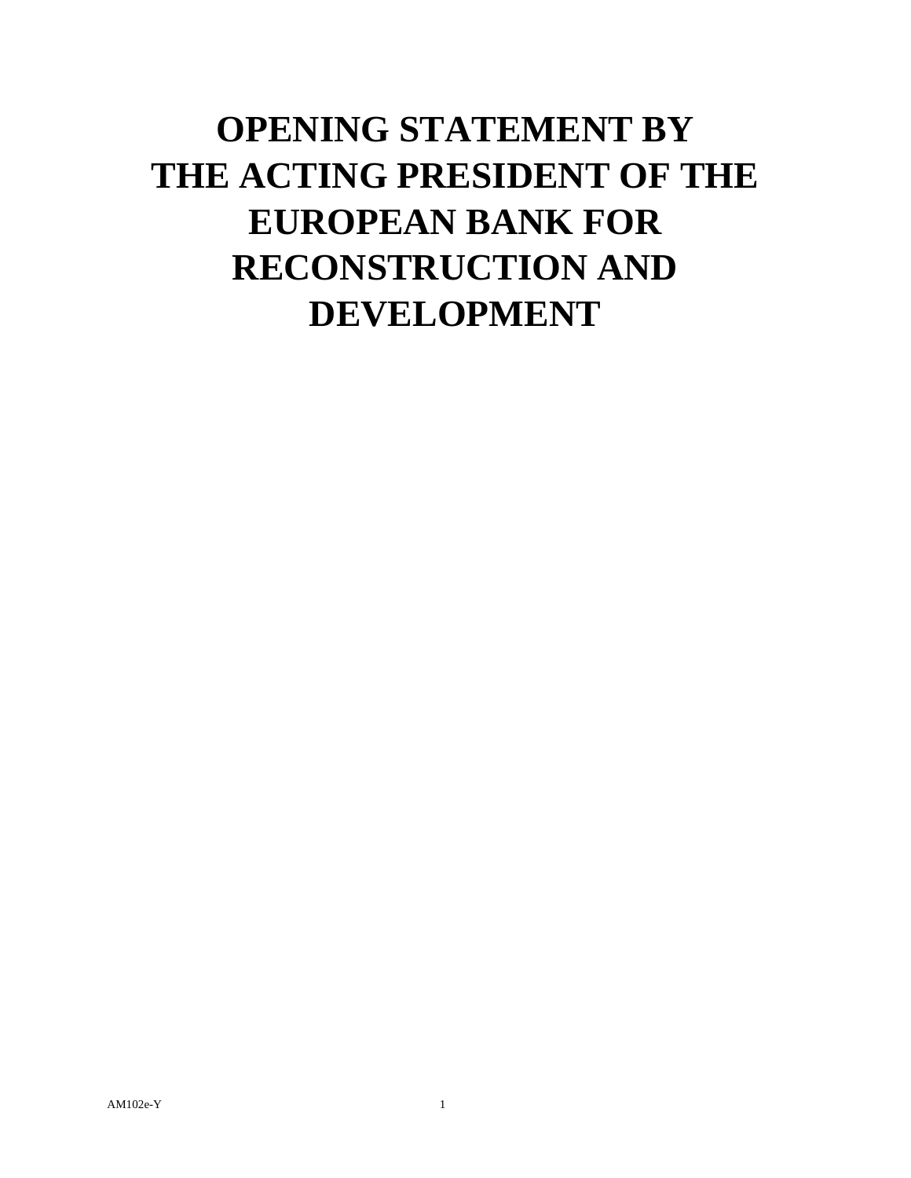# OPENING STATEMENT BY THE ACTING PRESIDENT OF THE EUROPEAN BANK FOR RECONSTRUCTION AND DEVELOPMENT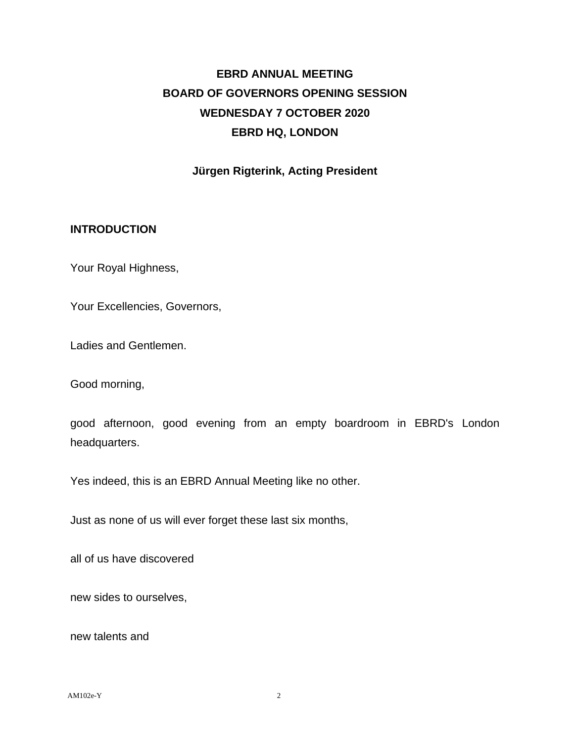**EBRD ANNUAL MEETING**
**BOARD OF GOVERNORS OPENING SESSION**
**WEDNESDAY 7 OCTOBER 2020**
**EBRD HQ, LONDON**

**Jürgen Rigterink, Acting President**

## INTRODUCTION

Your Royal Highness,

Your Excellencies, Governors,

Ladies and Gentlemen.

Good morning,

good afternoon, good evening from an empty boardroom in EBRD's London headquarters.

Yes indeed, this is an EBRD Annual Meeting like no other.

Just as none of us will ever forget these last six months,

all of us have discovered

new sides to ourselves,

new talents and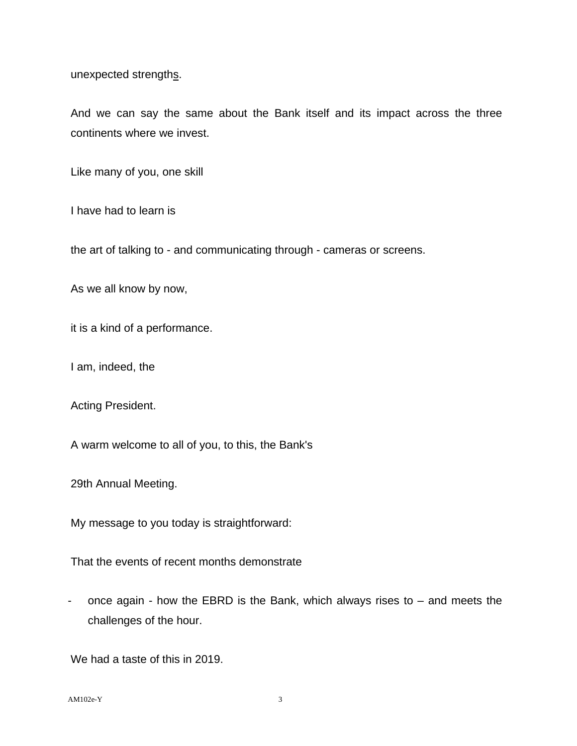unexpected strengths.

And we can say the same about the Bank itself and its impact across the three continents where we invest.

Like many of you, one skill

I have had to learn is

the art of talking to - and communicating through - cameras or screens.

As we all know by now,

it is a kind of a performance.

I am, indeed, the

Acting President.

A warm welcome to all of you, to this, the Bank's

29th Annual Meeting.

My message to you today is straightforward:

That the events of recent months demonstrate

- once again - how the EBRD is the Bank, which always rises to – and meets the challenges of the hour.

We had a taste of this in 2019.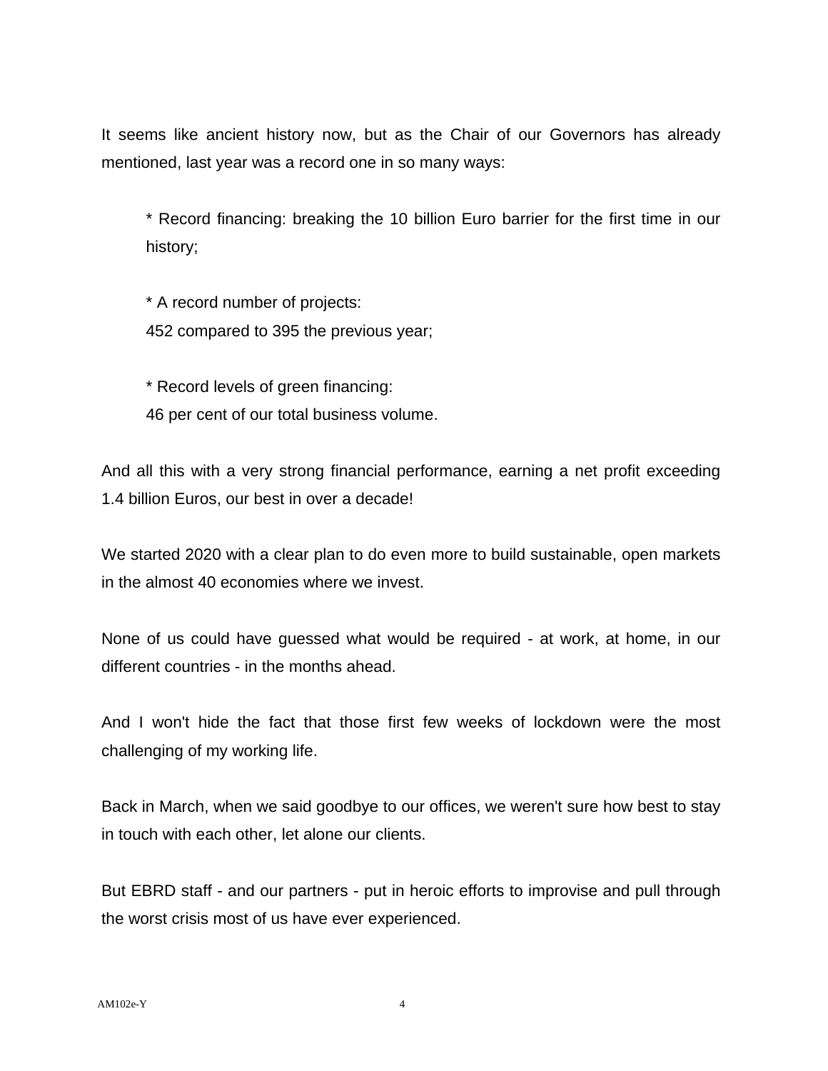It seems like ancient history now, but as the Chair of our Governors has already mentioned, last year was a record one in so many ways:

* Record financing: breaking the 10 billion Euro barrier for the first time in our history;

* A record number of projects:
452 compared to 395 the previous year;

* Record levels of green financing:
46 per cent of our total business volume.

And all this with a very strong financial performance, earning a net profit exceeding 1.4 billion Euros, our best in over a decade!

We started 2020 with a clear plan to do even more to build sustainable, open markets in the almost 40 economies where we invest.

None of us could have guessed what would be required - at work, at home, in our different countries - in the months ahead.

And I won't hide the fact that those first few weeks of lockdown were the most challenging of my working life.

Back in March, when we said goodbye to our offices, we weren't sure how best to stay in touch with each other, let alone our clients.

But EBRD staff - and our partners - put in heroic efforts to improvise and pull through the worst crisis most of us have ever experienced.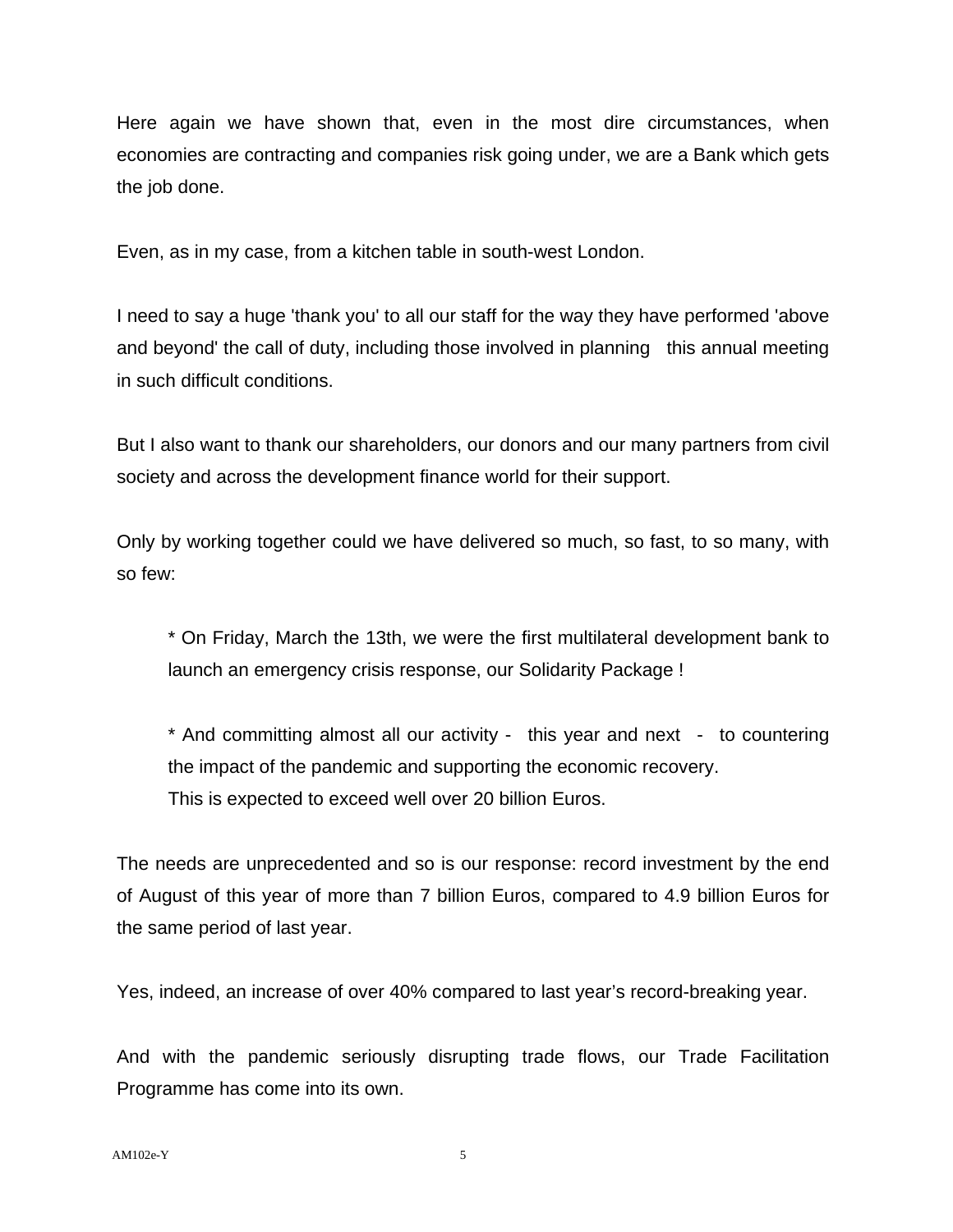Here again we have shown that, even in the most dire circumstances, when economies are contracting and companies risk going under, we are a Bank which gets the job done.

Even, as in my case, from a kitchen table in south-west London.

I need to say a huge 'thank you' to all our staff for the way they have performed 'above and beyond' the call of duty, including those involved in planning this annual meeting in such difficult conditions.

But I also want to thank our shareholders, our donors and our many partners from civil society and across the development finance world for their support.

Only by working together could we have delivered so much, so fast, to so many, with so few:

> * On Friday, March the 13th, we were the first multilateral development bank to launch an emergency crisis response, our Solidarity Package !
>
> * And committing almost all our activity - this year and next - to countering the impact of the pandemic and supporting the economic recovery.
> This is expected to exceed well over 20 billion Euros.

The needs are unprecedented and so is our response: record investment by the end of August of this year of more than 7 billion Euros, compared to 4.9 billion Euros for the same period of last year.

Yes, indeed, an increase of over 40% compared to last year's record-breaking year.

And with the pandemic seriously disrupting trade flows, our Trade Facilitation Programme has come into its own.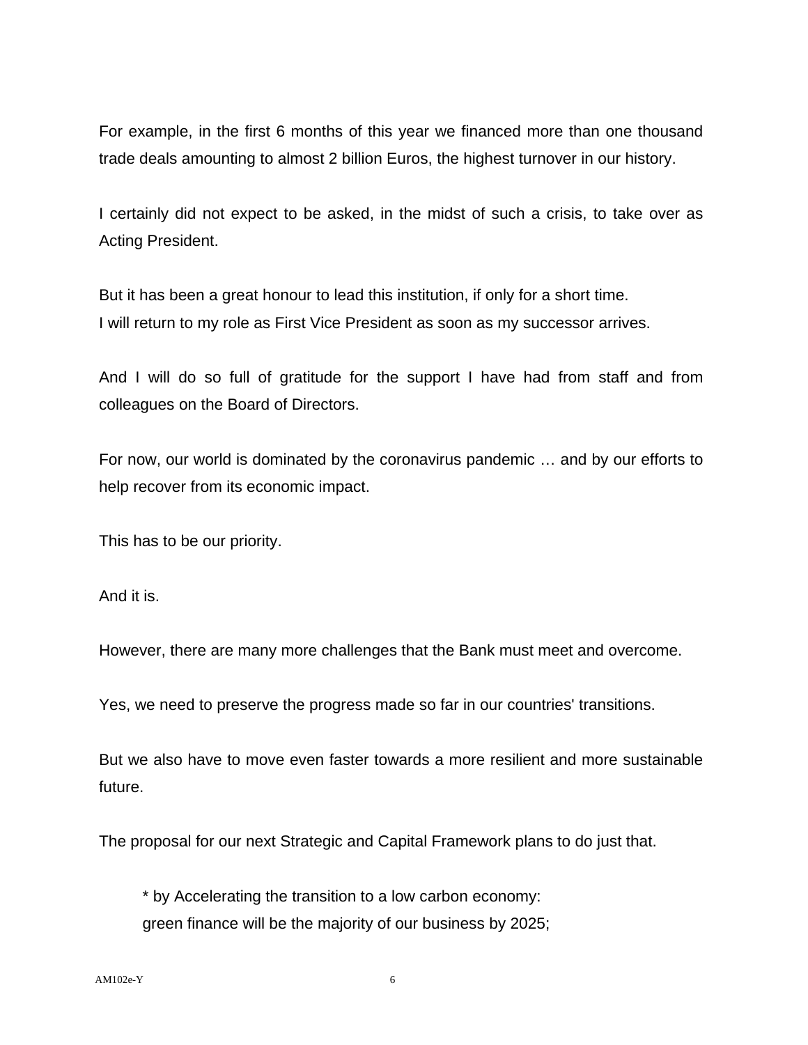For example, in the first 6 months of this year we financed more than one thousand trade deals amounting to almost 2 billion Euros, the highest turnover in our history.

I certainly did not expect to be asked, in the midst of such a crisis, to take over as Acting President.

But it has been a great honour to lead this institution, if only for a short time.
I will return to my role as First Vice President as soon as my successor arrives.

And I will do so full of gratitude for the support I have had from staff and from colleagues on the Board of Directors.

For now, our world is dominated by the coronavirus pandemic … and by our efforts to help recover from its economic impact.

This has to be our priority.

And it is.

However, there are many more challenges that the Bank must meet and overcome.

Yes, we need to preserve the progress made so far in our countries' transitions.

But we also have to move even faster towards a more resilient and more sustainable future.

The proposal for our next Strategic and Capital Framework plans to do just that.

> * by Accelerating the transition to a low carbon economy:
> green finance will be the majority of our business by 2025;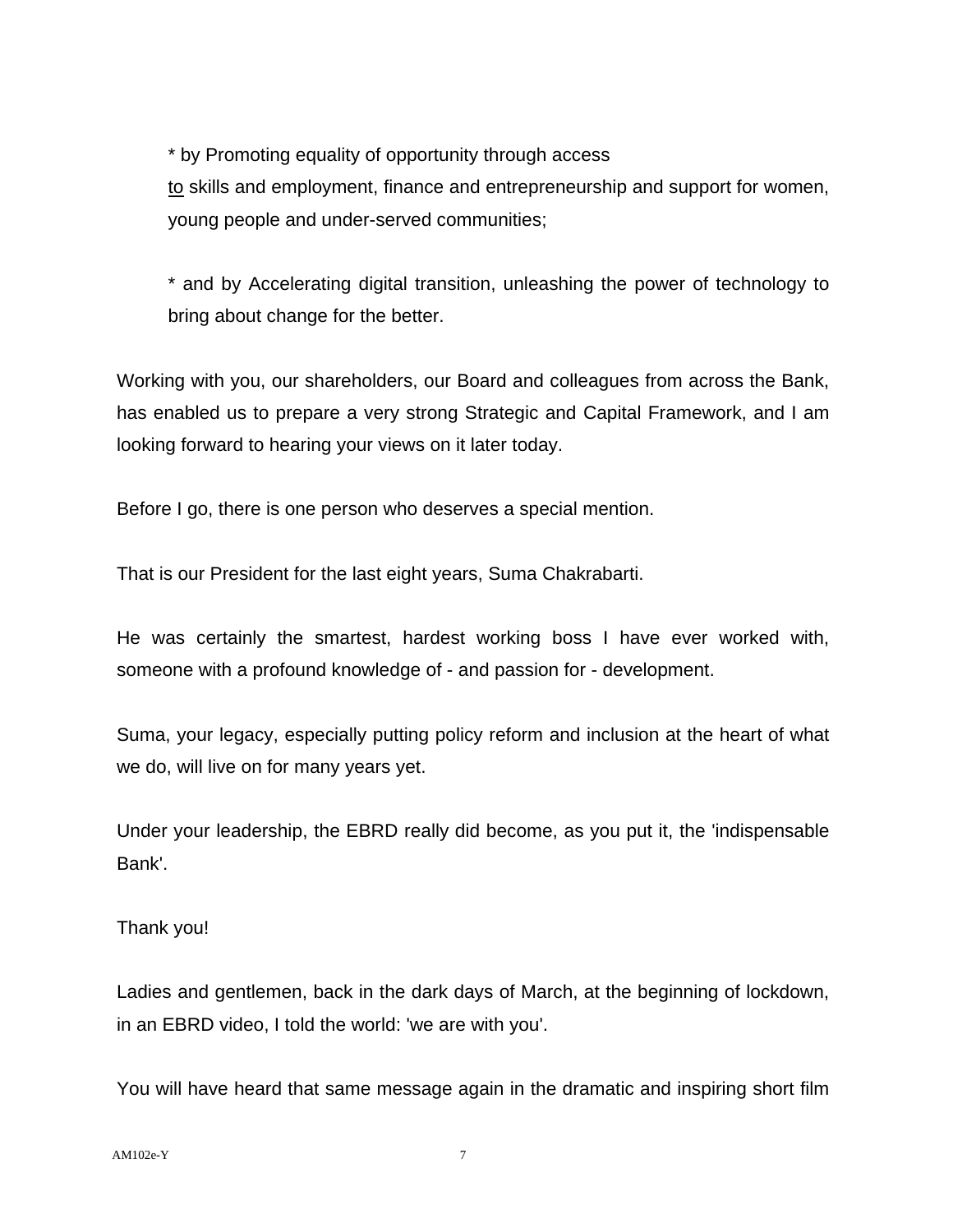* by Promoting equality of opportunity through access to skills and employment, finance and entrepreneurship and support for women, young people and under-served communities;

* and by Accelerating digital transition, unleashing the power of technology to bring about change for the better.

Working with you, our shareholders, our Board and colleagues from across the Bank, has enabled us to prepare a very strong Strategic and Capital Framework, and I am looking forward to hearing your views on it later today.

Before I go, there is one person who deserves a special mention.

That is our President for the last eight years, Suma Chakrabarti.

He was certainly the smartest, hardest working boss I have ever worked with, someone with a profound knowledge of - and passion for - development.

Suma, your legacy, especially putting policy reform and inclusion at the heart of what we do, will live on for many years yet.

Under your leadership, the EBRD really did become, as you put it, the 'indispensable Bank'.

Thank you!

Ladies and gentlemen, back in the dark days of March, at the beginning of lockdown, in an EBRD video, I told the world: 'we are with you'.

You will have heard that same message again in the dramatic and inspiring short film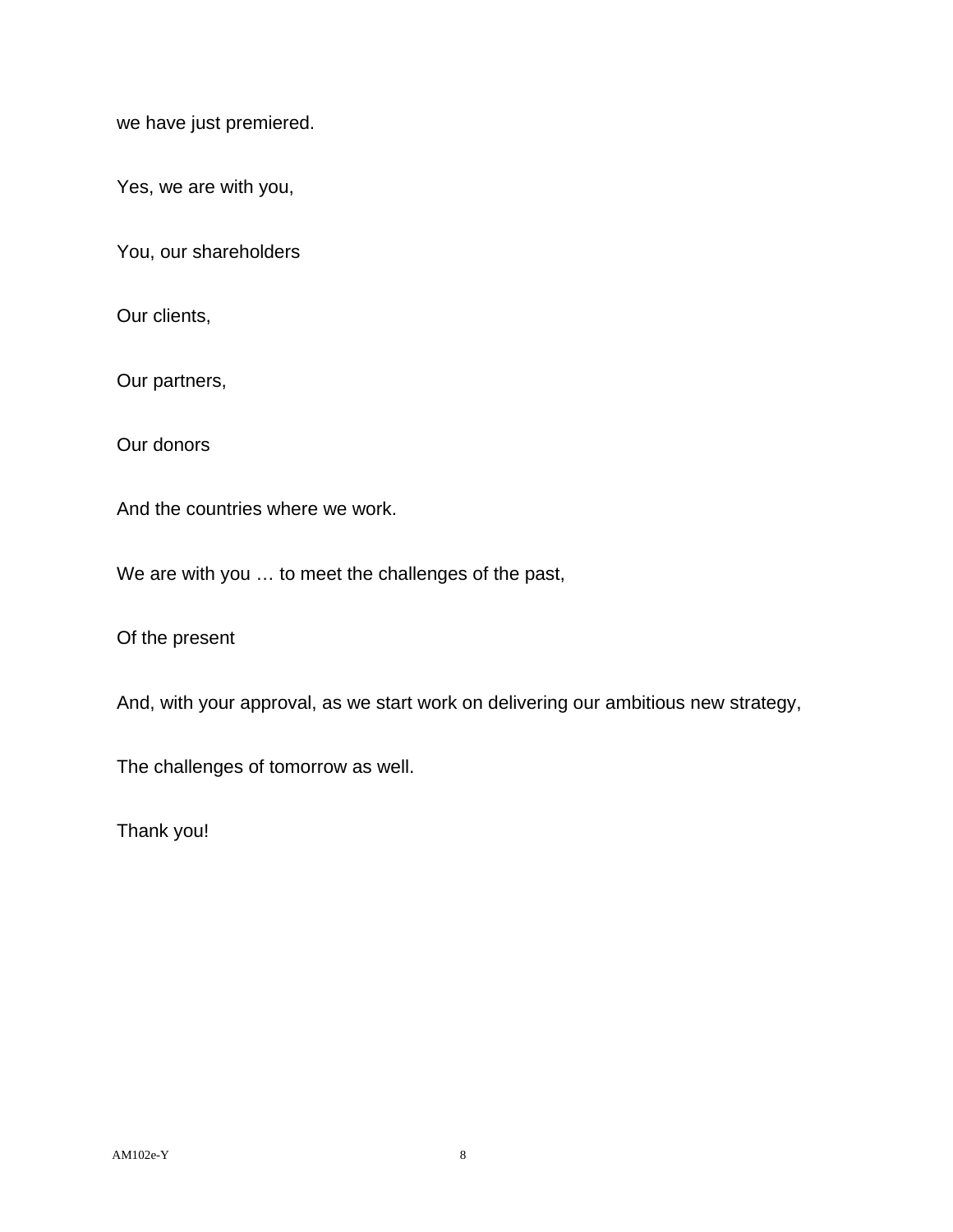we have just premiered.

Yes, we are with you,

You, our shareholders

Our clients,

Our partners,

Our donors

And the countries where we work.

We are with you … to meet the challenges of the past,

Of the present

And, with your approval, as we start work on delivering our ambitious new strategy,

The challenges of tomorrow as well.

Thank you!